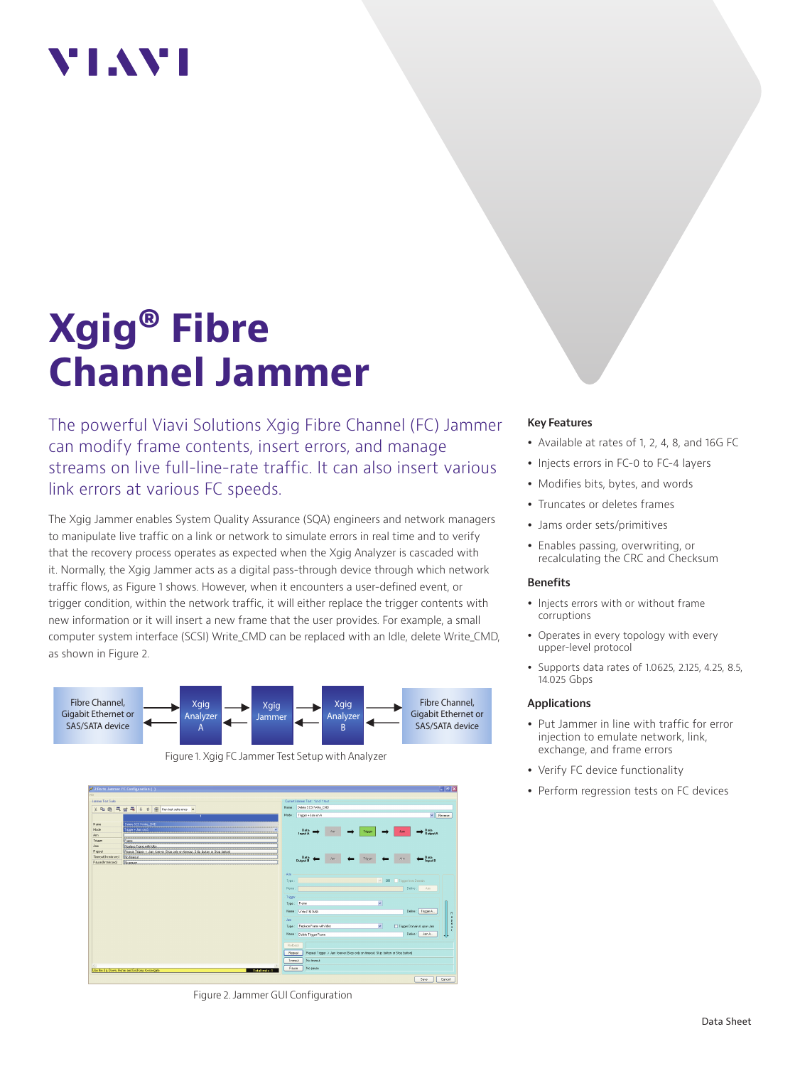# Xgig® Fibre Channel Jammer

The powerful Viavi Solutions Xgig Fibre Channel (FC) Jammer can modify frame contents, insert errors, and manage streams on live full-line-rate traffic. It can also insert various link errors at various FC speeds.

The Xgig Jammer enables System Quality Assurance (SQA) engineers and network managers to manipulate live traffic on a link or network to simulate errors in real time and to verify that the recovery process operates as expected when the Xgig Analyzer is cascaded with it. Normally, the Xgig Jammer acts as a digital pass-through device through which network traffic flows, as Figure 1 shows. However, when it encounters a user-defined event, or trigger condition, within the network traffic, it will either replace the trigger contents with new information or it will insert a new frame that the user provides. For example, a small computer system interface (SCSI) Write_CMD can be replaced with an Idle, delete Write_CMD, as shown in Figure 2.

Fibre Channel, Gigabit Ethernet or SAS/SATA device ⇄ Xgig Analyzer A ⇄ Xgig Jammer ⇄ Xgig Analyzer B ⇄ Fibre Channel, Gigabit Ethernet or SAS/SATA device

Figure 1. Xgig FC Jammer Test Setup with Analyzer

Figure 2. Jammer GUI Configuration

### Key Features

- Available at rates of 1, 2, 4, 8, and 16G FC
- Injects errors in FC-0 to FC-4 layers
- Modifies bits, bytes, and words
- Truncates or deletes frames
- Jams order sets/primitives
- Enables passing, overwriting, or recalculating the CRC and Checksum

### Benefits

- Injects errors with or without frame corruptions
- Operates in every topology with every upper-level protocol
- Supports data rates of 1.0625, 2.125, 4.25, 8.5, 14.025 Gbps

### Applications

- Put Jammer in line with traffic for error injection to emulate network, link, exchange, and frame errors
- Verify FC device functionality
- Perform regression tests on FC devices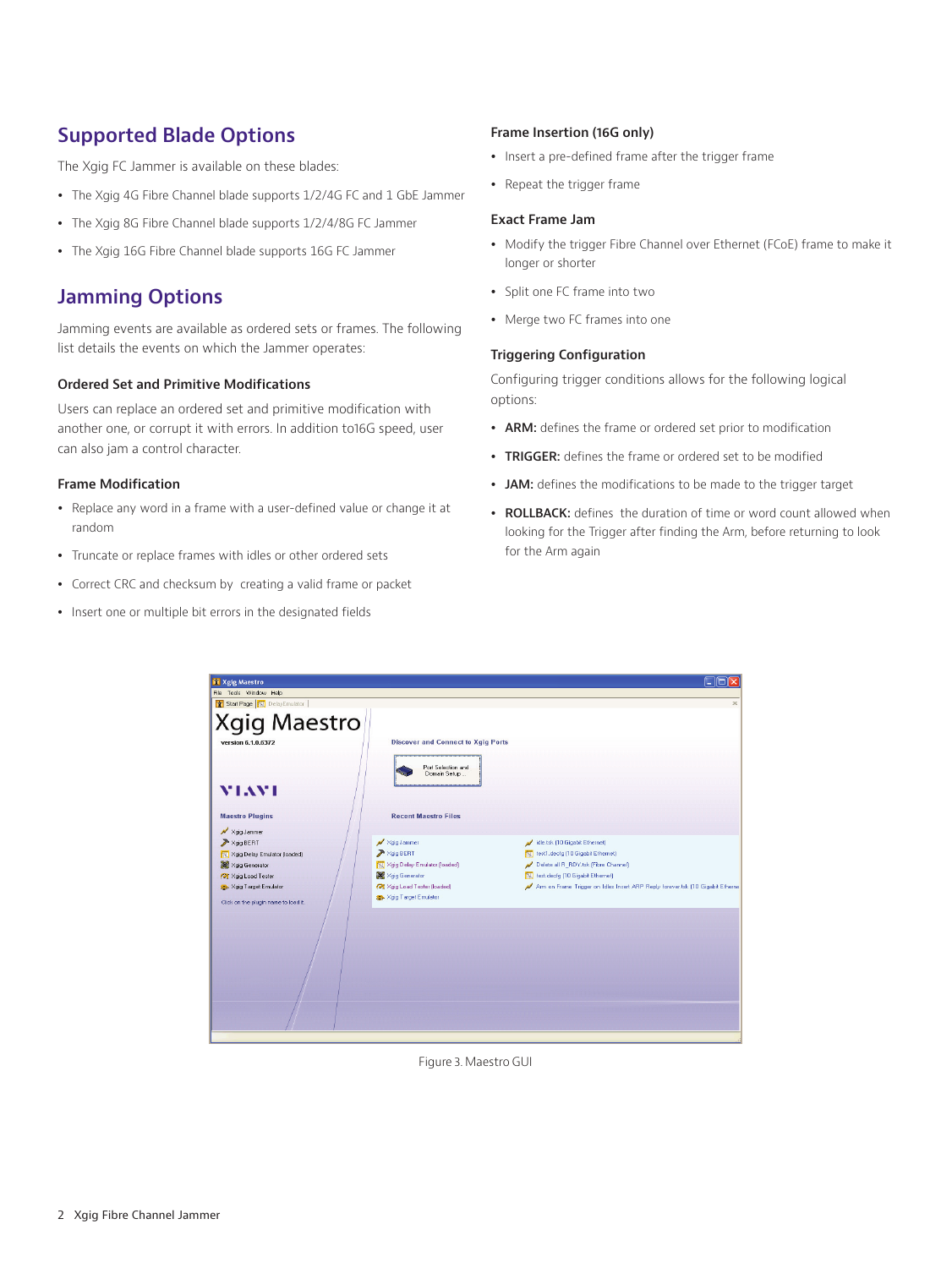## Supported Blade Options

The Xgig FC Jammer is available on these blades:

- The Xgig 4G Fibre Channel blade supports 1/2/4G FC and 1 GbE Jammer
- The Xgig 8G Fibre Channel blade supports 1/2/4/8G FC Jammer
- The Xgig 16G Fibre Channel blade supports 16G FC Jammer

## Jamming Options

Jamming events are available as ordered sets or frames. The following list details the events on which the Jammer operates:

### Ordered Set and Primitive Modifications

Users can replace an ordered set and primitive modification with another one, or corrupt it with errors. In addition to16G speed, user can also jam a control character.

### Frame Modification

- Replace any word in a frame with a user-defined value or change it at random
- Truncate or replace frames with idles or other ordered sets
- Correct CRC and checksum by creating a valid frame or packet
- Insert one or multiple bit errors in the designated fields

### Frame Insertion (16G only)

- Insert a pre-defined frame after the trigger frame
- Repeat the trigger frame

### Exact Frame Jam

- Modify the trigger Fibre Channel over Ethernet (FCoE) frame to make it longer or shorter
- Split one FC frame into two
- Merge two FC frames into one

### Triggering Configuration

Configuring trigger conditions allows for the following logical options:

- **ARM:** defines the frame or ordered set prior to modification
- **TRIGGER:** defines the frame or ordered set to be modified
- **JAM:** defines the modifications to be made to the trigger target
- **ROLLBACK:** defines the duration of time or word count allowed when looking for the Trigger after finding the Arm, before returning to look for the Arm again

Figure 3. Maestro GUI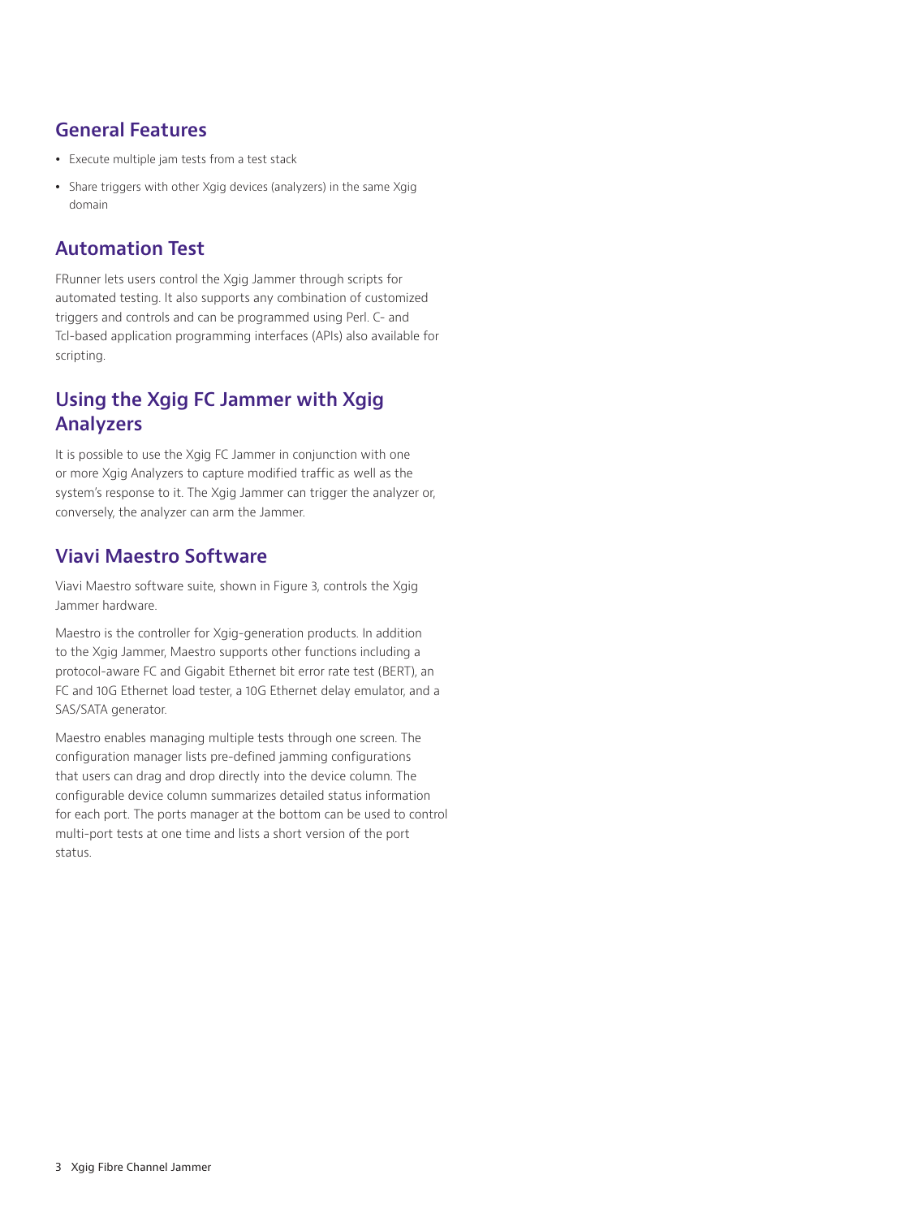## General Features

- Execute multiple jam tests from a test stack
- Share triggers with other Xgig devices (analyzers) in the same Xgig domain

## Automation Test

FRunner lets users control the Xgig Jammer through scripts for automated testing. It also supports any combination of customized triggers and controls and can be programmed using Perl. C- and Tcl-based application programming interfaces (APIs) also available for scripting.

## Using the Xgig FC Jammer with Xgig Analyzers

It is possible to use the Xgig FC Jammer in conjunction with one or more Xgig Analyzers to capture modified traffic as well as the system's response to it. The Xgig Jammer can trigger the analyzer or, conversely, the analyzer can arm the Jammer.

## Viavi Maestro Software

Viavi Maestro software suite, shown in Figure 3, controls the Xgig Jammer hardware.

Maestro is the controller for Xgig-generation products. In addition to the Xgig Jammer, Maestro supports other functions including a protocol-aware FC and Gigabit Ethernet bit error rate test (BERT), an FC and 10G Ethernet load tester, a 10G Ethernet delay emulator, and a SAS/SATA generator.

Maestro enables managing multiple tests through one screen. The configuration manager lists pre-defined jamming configurations that users can drag and drop directly into the device column. The configurable device column summarizes detailed status information for each port. The ports manager at the bottom can be used to control multi-port tests at one time and lists a short version of the port status.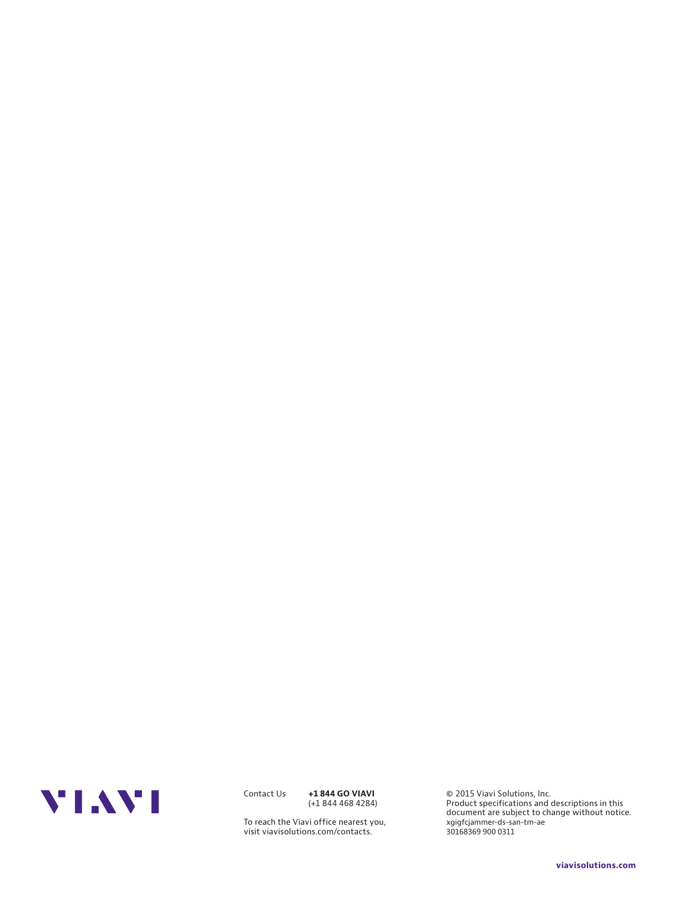VIAVI

Contact Us **+1 844 GO VIAVI**
(+1 844 468 4284)

To reach the Viavi office nearest you,
visit viavisolutions.com/contacts.

© 2015 Viavi Solutions, Inc.
Product specifications and descriptions in this document are subject to change without notice.
xgigfcjammer-ds-san-tm-ae
30168369 900 0311

**viavisolutions.com**